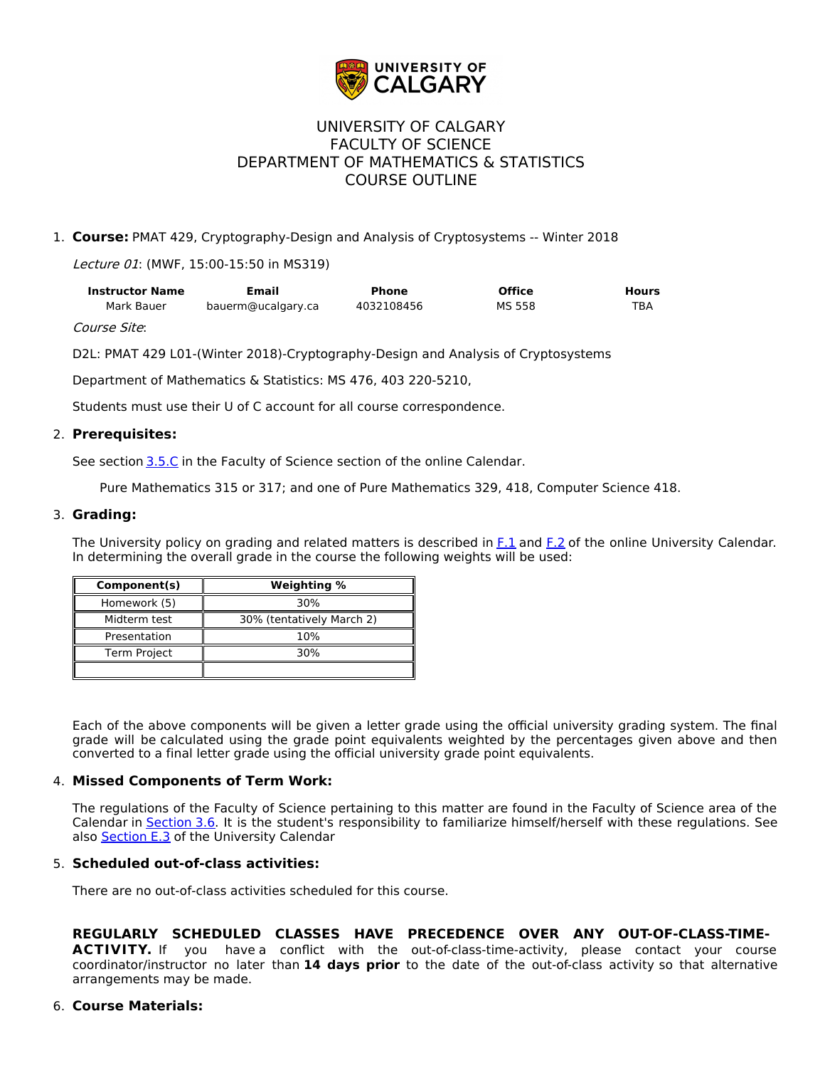# UNIVERSITY OF CALGARY
# FACULTY OF SCIENCE
# DEPARTMENT OF MATHEMATICS & STATISTICS
# COURSE OUTLINE

1. **Course:** PMAT 429, Cryptography-Design and Analysis of Cryptosystems -- Winter 2018

   *Lecture 01*: (MWF, 15:00-15:50 in MS319)

   | Instructor Name | Email | Phone | Office | Hours |
   |---|---|---|---|---|
   | Mark Bauer | bauerm@ucalgary.ca | 4032108456 | MS 558 | TBA |

   *Course Site*:

   D2L: PMAT 429 L01-(Winter 2018)-Cryptography-Design and Analysis of Cryptosystems

   Department of Mathematics & Statistics: MS 476, 403 220-5210,

   Students must use their U of C account for all course correspondence.

2. **Prerequisites:**

   See section 3.5.C in the Faculty of Science section of the online Calendar.

   Pure Mathematics 315 or 317; and one of Pure Mathematics 329, 418, Computer Science 418.

3. **Grading:**

   The University policy on grading and related matters is described in F.1 and F.2 of the online University Calendar. In determining the overall grade in the course the following weights will be used:

   | Component(s) | Weighting % |
   |---|---|
   | Homework (5) | 30% |
   | Midterm test | 30% (tentatively March 2) |
   | Presentation | 10% |
   | Term Project | 30% |
   | | |

   Each of the above components will be given a letter grade using the official university grading system. The final grade will be calculated using the grade point equivalents weighted by the percentages given above and then converted to a final letter grade using the official university grade point equivalents.

4. **Missed Components of Term Work:**

   The regulations of the Faculty of Science pertaining to this matter are found in the Faculty of Science area of the Calendar in Section 3.6. It is the student's responsibility to familiarize himself/herself with these regulations. See also Section E.3 of the University Calendar

5. **Scheduled out-of-class activities:**

   There are no out-of-class activities scheduled for this course.

   **REGULARLY SCHEDULED CLASSES HAVE PRECEDENCE OVER ANY OUT-OF-CLASS-TIME-ACTIVITY.** If you have a conflict with the out-of-class-time-activity, please contact your course coordinator/instructor no later than **14 days prior** to the date of the out-of-class activity so that alternative arrangements may be made.

6. **Course Materials:**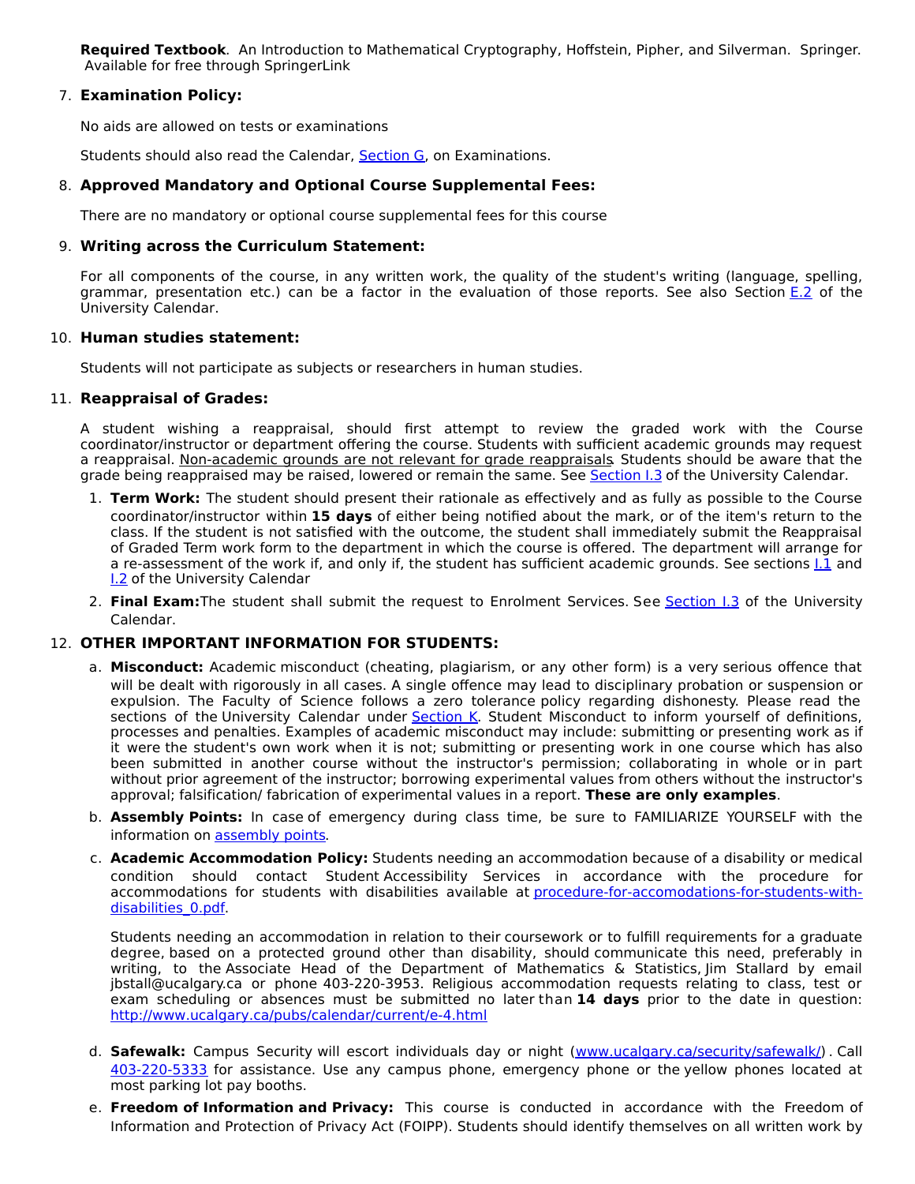**Required Textbook**. An Introduction to Mathematical Cryptography, Hoffstein, Pipher, and Silverman. Springer. Available for free through SpringerLink

7. **Examination Policy:**

   No aids are allowed on tests or examinations

   Students should also read the Calendar, Section G, on Examinations.

8. **Approved Mandatory and Optional Course Supplemental Fees:**

   There are no mandatory or optional course supplemental fees for this course

9. **Writing across the Curriculum Statement:**

   For all components of the course, in any written work, the quality of the student's writing (language, spelling, grammar, presentation etc.) can be a factor in the evaluation of those reports. See also Section E.2 of the University Calendar.

10. **Human studies statement:**

    Students will not participate as subjects or researchers in human studies.

11. **Reappraisal of Grades:**

    A student wishing a reappraisal, should first attempt to review the graded work with the Course coordinator/instructor or department offering the course. Students with sufficient academic grounds may request a reappraisal. Non-academic grounds are not relevant for grade reappraisals. Students should be aware that the grade being reappraised may be raised, lowered or remain the same. See Section I.3 of the University Calendar.

    1. **Term Work:** The student should present their rationale as effectively and as fully as possible to the Course coordinator/instructor within **15 days** of either being notified about the mark, or of the item's return to the class. If the student is not satisfied with the outcome, the student shall immediately submit the Reappraisal of Graded Term work form to the department in which the course is offered. The department will arrange for a re-assessment of the work if, and only if, the student has sufficient academic grounds. See sections I.1 and I.2 of the University Calendar
    2. **Final Exam:** The student shall submit the request to Enrolment Services. See Section I.3 of the University Calendar.

12. **OTHER IMPORTANT INFORMATION FOR STUDENTS:**

    a. **Misconduct:** Academic misconduct (cheating, plagiarism, or any other form) is a very serious offence that will be dealt with rigorously in all cases. A single offence may lead to disciplinary probation or suspension or expulsion. The Faculty of Science follows a zero tolerance policy regarding dishonesty. Please read the sections of the University Calendar under Section K. Student Misconduct to inform yourself of definitions, processes and penalties. Examples of academic misconduct may include: submitting or presenting work as if it were the student's own work when it is not; submitting or presenting work in one course which has also been submitted in another course without the instructor's permission; collaborating in whole or in part without prior agreement of the instructor; borrowing experimental values from others without the instructor's approval; falsification/ fabrication of experimental values in a report. **These are only examples**.

    b. **Assembly Points:** In case of emergency during class time, be sure to FAMILIARIZE YOURSELF with the information on assembly points.

    c. **Academic Accommodation Policy:** Students needing an accommodation because of a disability or medical condition should contact Student Accessibility Services in accordance with the procedure for accommodations for students with disabilities available at procedure-for-accomodations-for-students-with-disabilities_0.pdf.

       Students needing an accommodation in relation to their coursework or to fulfill requirements for a graduate degree, based on a protected ground other than disability, should communicate this need, preferably in writing, to the Associate Head of the Department of Mathematics & Statistics, Jim Stallard by email jbstall@ucalgary.ca or phone 403-220-3953. Religious accommodation requests relating to class, test or exam scheduling or absences must be submitted no later than **14 days** prior to the date in question: http://www.ucalgary.ca/pubs/calendar/current/e-4.html

    d. **Safewalk:** Campus Security will escort individuals day or night (www.ucalgary.ca/security/safewalk/). Call 403-220-5333 for assistance. Use any campus phone, emergency phone or the yellow phones located at most parking lot pay booths.

    e. **Freedom of Information and Privacy:** This course is conducted in accordance with the Freedom of Information and Protection of Privacy Act (FOIPP). Students should identify themselves on all written work by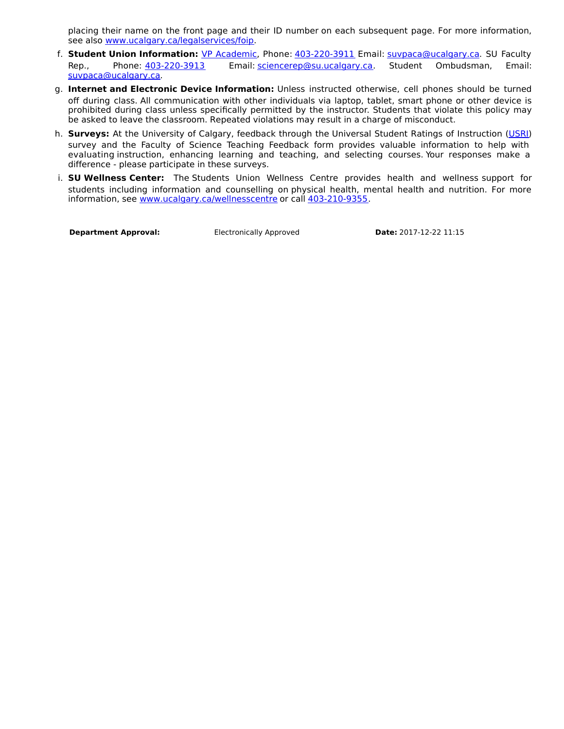placing their name on the front page and their ID number on each subsequent page. For more information, see also [www.ucalgary.ca/legalservices/foip](www.ucalgary.ca/legalservices/foip).

f. **Student Union Information:** VP Academic, Phone: 403-220-3911 Email: suvpaca@ucalgary.ca. SU Faculty Rep., Phone: 403-220-3913 Email: sciencerep@su.ucalgary.ca. Student Ombudsman, Email: suvpaca@ucalgary.ca.

g. **Internet and Electronic Device Information:** Unless instructed otherwise, cell phones should be turned off during class. All communication with other individuals via laptop, tablet, smart phone or other device is prohibited during class unless specifically permitted by the instructor. Students that violate this policy may be asked to leave the classroom. Repeated violations may result in a charge of misconduct.

h. **Surveys:** At the University of Calgary, feedback through the Universal Student Ratings of Instruction (USRI) survey and the Faculty of Science Teaching Feedback form provides valuable information to help with evaluating instruction, enhancing learning and teaching, and selecting courses. Your responses make a difference - please participate in these surveys.

i. **SU Wellness Center:** The Students Union Wellness Centre provides health and wellness support for students including information and counselling on physical health, mental health and nutrition. For more information, see www.ucalgary.ca/wellnesscentre or call 403-210-9355.

**Department Approval:** Electronically Approved **Date:** 2017-12-22 11:15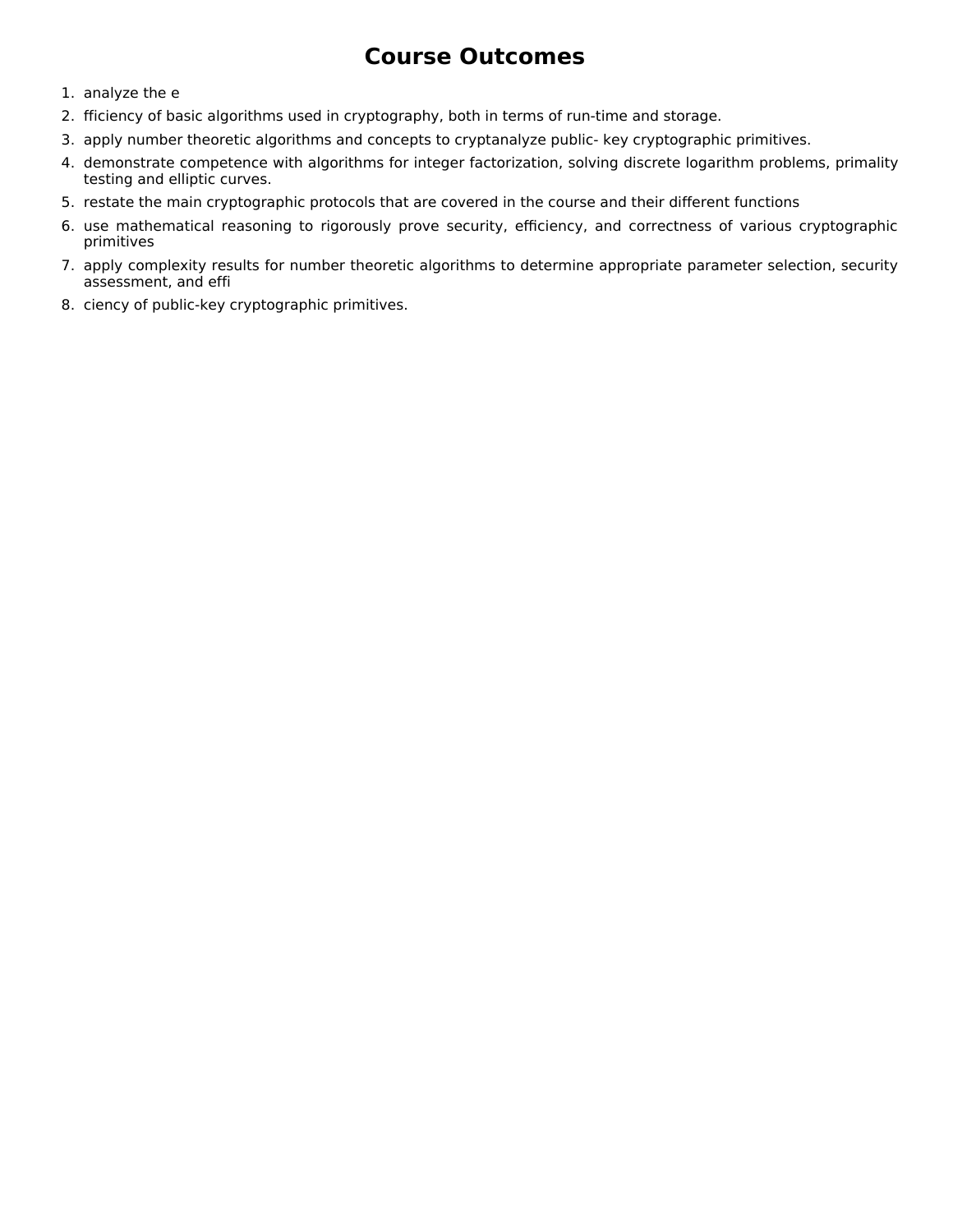# Course Outcomes

1. analyze the e
2. fficiency of basic algorithms used in cryptography, both in terms of run-time and storage.
3. apply number theoretic algorithms and concepts to cryptanalyze public- key cryptographic primitives.
4. demonstrate competence with algorithms for integer factorization, solving discrete logarithm problems, primality testing and elliptic curves.
5. restate the main cryptographic protocols that are covered in the course and their different functions
6. use mathematical reasoning to rigorously prove security, efficiency, and correctness of various cryptographic primitives
7. apply complexity results for number theoretic algorithms to determine appropriate parameter selection, security assessment, and effi
8. ciency of public-key cryptographic primitives.